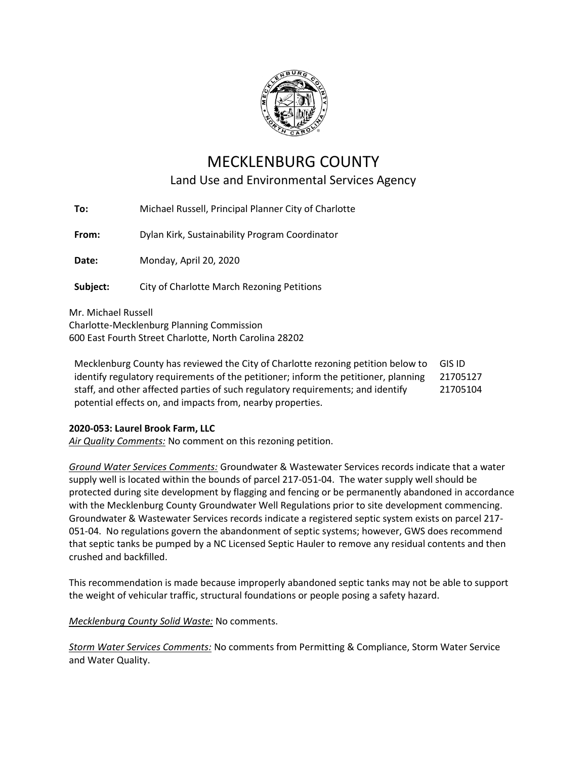# MECKLENBURG COUNTY

## Land Use and Environmental Services Agency

**To:** Michael Russell, Principal Planner City of Charlotte

**From:** Dylan Kirk, Sustainability Program Coordinator

**Date:** Monday, April 20, 2020

**Subject:** City of Charlotte March Rezoning Petitions

Mr. Michael Russell
Charlotte-Mecklenburg Planning Commission
600 East Fourth Street Charlotte, North Carolina 28202

| | GIS ID |
|---|---|
| Mecklenburg County has reviewed the City of Charlotte rezoning petition below to identify regulatory requirements of the petitioner; inform the petitioner, planning staff, and other affected parties of such regulatory requirements; and identify potential effects on, and impacts from, nearby properties. | 21705127<br>21705104 |

**2020-053: Laurel Brook Farm, LLC**

*Air Quality Comments:* No comment on this rezoning petition.

*Ground Water Services Comments:* Groundwater & Wastewater Services records indicate that a water supply well is located within the bounds of parcel 217-051-04. The water supply well should be protected during site development by flagging and fencing or be permanently abandoned in accordance with the Mecklenburg County Groundwater Well Regulations prior to site development commencing. Groundwater & Wastewater Services records indicate a registered septic system exists on parcel 217-051-04. No regulations govern the abandonment of septic systems; however, GWS does recommend that septic tanks be pumped by a NC Licensed Septic Hauler to remove any residual contents and then crushed and backfilled.

This recommendation is made because improperly abandoned septic tanks may not be able to support the weight of vehicular traffic, structural foundations or people posing a safety hazard.

*Mecklenburg County Solid Waste:* No comments.

*Storm Water Services Comments:* No comments from Permitting & Compliance, Storm Water Service and Water Quality.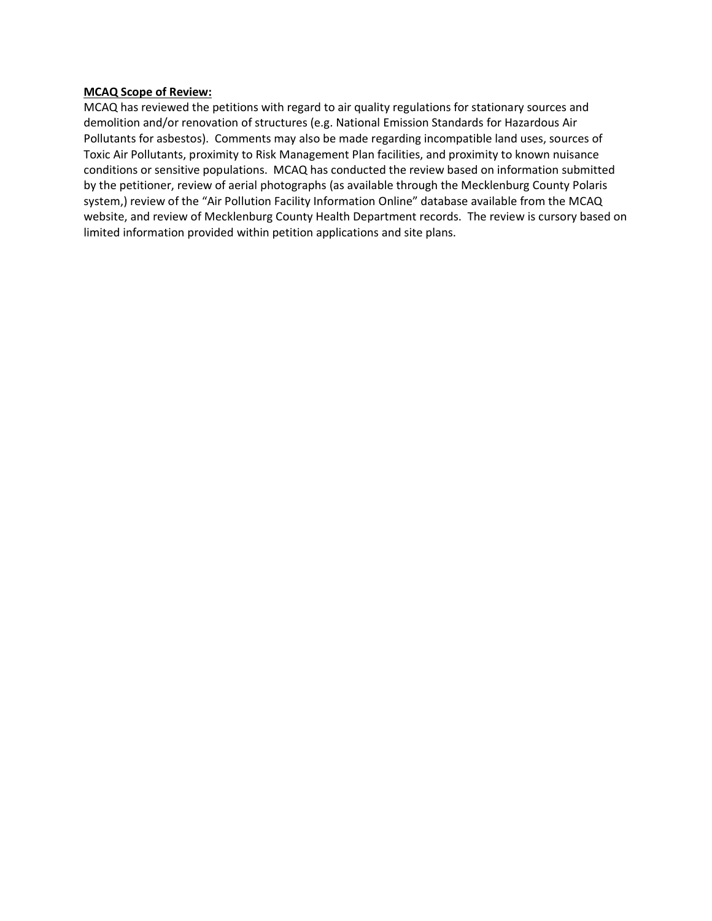**MCAQ Scope of Review:**

MCAQ has reviewed the petitions with regard to air quality regulations for stationary sources and demolition and/or renovation of structures (e.g. National Emission Standards for Hazardous Air Pollutants for asbestos). Comments may also be made regarding incompatible land uses, sources of Toxic Air Pollutants, proximity to Risk Management Plan facilities, and proximity to known nuisance conditions or sensitive populations. MCAQ has conducted the review based on information submitted by the petitioner, review of aerial photographs (as available through the Mecklenburg County Polaris system,) review of the "Air Pollution Facility Information Online" database available from the MCAQ website, and review of Mecklenburg County Health Department records. The review is cursory based on limited information provided within petition applications and site plans.